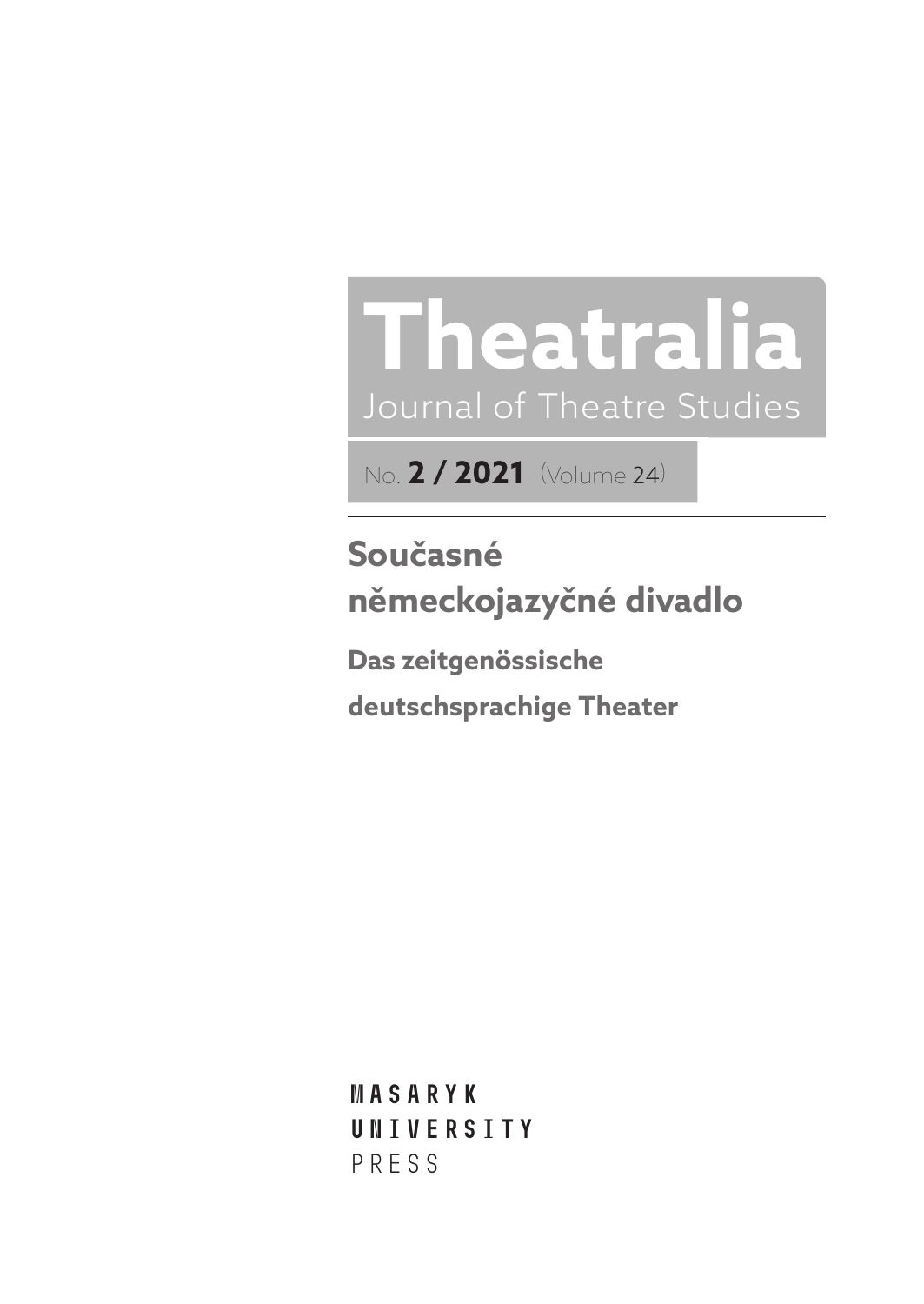# Theatralia

Journal of Theatre Studies

No. **2 / 2021** (Volume 24)

## Současné německojazyčné divadlo

### Das zeitgenössische deutschsprachige Theater

MASARYK UNIVERSITY PRESS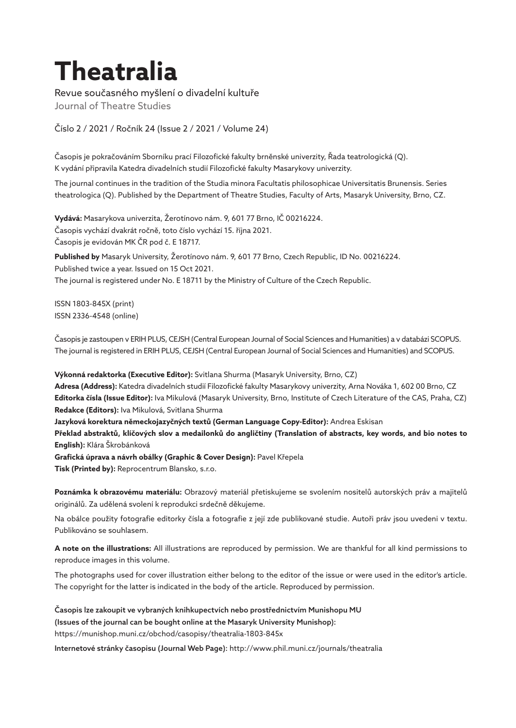# Theatralia

Revue současného myšlení o divadelní kultuře

Journal of Theatre Studies

Číslo 2 / 2021 / Ročník 24 (Issue 2 / 2021 / Volume 24)

Časopis je pokračováním Sborníku prací Filozofické fakulty brněnské univerzity, Řada teatrologická (Q).
K vydání připravila Katedra divadelních studií Filozofické fakulty Masarykovy univerzity.

The journal continues in the tradition of the Studia minora Facultatis philosophicae Universitatis Brunensis. Series theatrologica (Q). Published by the Department of Theatre Studies, Faculty of Arts, Masaryk University, Brno, CZ.

**Vydává:** Masarykova univerzita, Žerotínovo nám. 9, 601 77 Brno, IČ 00216224.
Časopis vychází dvakrát ročně, toto číslo vychází 15. října 2021.
Časopis je evidován MK ČR pod č. E 18717.

**Published by** Masaryk University, Žerotínovo nám. 9, 601 77 Brno, Czech Republic, ID No. 00216224.
Published twice a year. Issued on 15 Oct 2021.
The journal is registered under No. E 18711 by the Ministry of Culture of the Czech Republic.

ISSN 1803-845X (print)
ISSN 2336-4548 (online)

Časopis je zastoupen v ERIH PLUS, CEJSH (Central European Journal of Social Sciences and Humanities) a v databázi SCOPUS.
The journal is registered in ERIH PLUS, CEJSH (Central European Journal of Social Sciences and Humanities) and SCOPUS.

**Výkonná redaktorka (Executive Editor):** Svitlana Shurma (Masaryk University, Brno, CZ)
**Adresa (Address):** Katedra divadelních studií Filozofické fakulty Masarykovy univerzity, Arna Nováka 1, 602 00 Brno, CZ
**Editorka čísla (Issue Editor):** Iva Mikulová (Masaryk University, Brno, Institute of Czech Literature of the CAS, Praha, CZ)
**Redakce (Editors):** Iva Mikulová, Svitlana Shurma
**Jazyková korektura německojazyčných textů (German Language Copy-Editor):** Andrea Eskisan
**Překlad abstraktů, klíčových slov a medailonků do angličtiny (Translation of abstracts, key words, and bio notes to English):** Klára Škrobánková
**Grafická úprava a návrh obálky (Graphic & Cover Design):** Pavel Křepela
**Tisk (Printed by):** Reprocentrum Blansko, s.r.o.

**Poznámka k obrazovému materiálu:** Obrazový materiál přetiskujeme se svolením nositelů autorských práv a majitelů originálů. Za udělená svolení k reprodukci srdečně děkujeme.

Na obálce použity fotografie editorky čísla a fotografie z její zde publikované studie. Autoři práv jsou uvedeni v textu. Publikováno se souhlasem.

**A note on the illustrations:** All illustrations are reproduced by permission. We are thankful for all kind permissions to reproduce images in this volume.

The photographs used for cover illustration either belong to the editor of the issue or were used in the editor's article. The copyright for the latter is indicated in the body of the article. Reproduced by permission.

Časopis lze zakoupit ve vybraných knihkupectvích nebo prostřednictvím Munishopu MU
(Issues of the journal can be bought online at the Masaryk University Munishop):
https://munishop.muni.cz/obchod/casopisy/theatralia-1803-845x

Internetové stránky časopisu (Journal Web Page): http://www.phil.muni.cz/journals/theatralia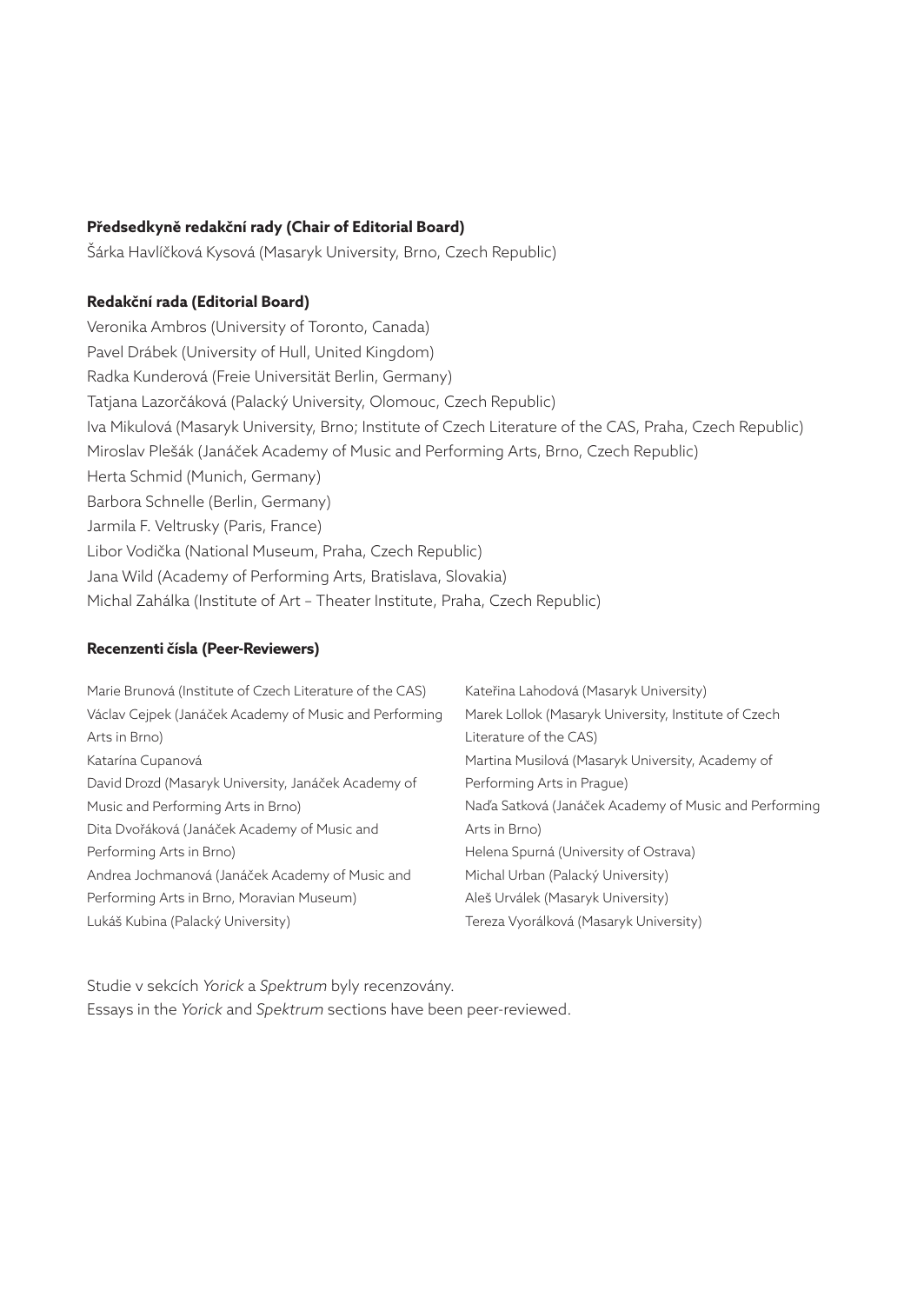**Předsedkyně redakční rady (Chair of Editorial Board)**

Šárka Havlíčková Kysová (Masaryk University, Brno, Czech Republic)

**Redakční rada (Editorial Board)**

Veronika Ambros (University of Toronto, Canada)
Pavel Drábek (University of Hull, United Kingdom)
Radka Kunderová (Freie Universität Berlin, Germany)
Tatjana Lazorčáková (Palacký University, Olomouc, Czech Republic)
Iva Mikulová (Masaryk University, Brno; Institute of Czech Literature of the CAS, Praha, Czech Republic)
Miroslav Plešák (Janáček Academy of Music and Performing Arts, Brno, Czech Republic)
Herta Schmid (Munich, Germany)
Barbora Schnelle (Berlin, Germany)
Jarmila F. Veltrusky (Paris, France)
Libor Vodička (National Museum, Praha, Czech Republic)
Jana Wild (Academy of Performing Arts, Bratislava, Slovakia)
Michal Zahálka (Institute of Art – Theater Institute, Praha, Czech Republic)

**Recenzenti čísla (Peer-Reviewers)**

Marie Brunová (Institute of Czech Literature of the CAS)
Václav Cejpek (Janáček Academy of Music and Performing Arts in Brno)
Katarína Cupanová
David Drozd (Masaryk University, Janáček Academy of Music and Performing Arts in Brno)
Dita Dvořáková (Janáček Academy of Music and Performing Arts in Brno)
Andrea Jochmanová (Janáček Academy of Music and Performing Arts in Brno, Moravian Museum)
Lukáš Kubina (Palacký University)
Kateřina Lahodová (Masaryk University)
Marek Lollok (Masaryk University, Institute of Czech Literature of the CAS)
Martina Musilová (Masaryk University, Academy of Performing Arts in Prague)
Naďa Satková (Janáček Academy of Music and Performing Arts in Brno)
Helena Spurná (University of Ostrava)
Michal Urban (Palacký University)
Aleš Urválek (Masaryk University)
Tereza Vyorálková (Masaryk University)

Studie v sekcích *Yorick* a *Spektrum* byly recenzovány.
Essays in the *Yorick* and *Spektrum* sections have been peer-reviewed.